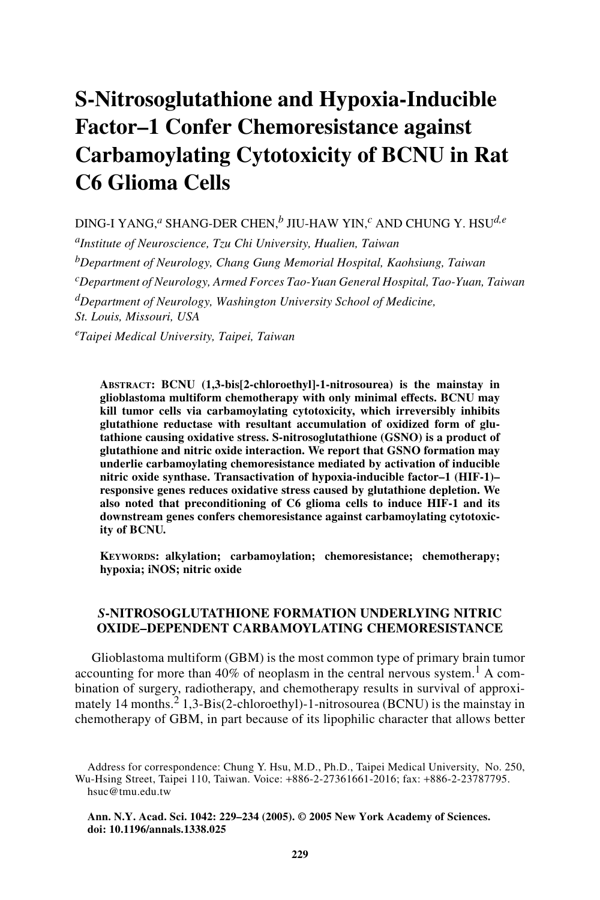# S-Nitrosoglutathione and Hypoxia-Inducible Factor–1 Confer Chemoresistance against Carbamoylating Cytotoxicity of BCNU in Rat C6 Glioma Cells

DING-I YANG,[a] SHANG-DER CHEN,[b] JIU-HAW YIN,[c] AND CHUNG Y. HSU[d,e]

[a]*Institute of Neuroscience, Tzu Chi University, Hualien, Taiwan*

[b]*Department of Neurology, Chang Gung Memorial Hospital, Kaohsiung, Taiwan*

[c]*Department of Neurology, Armed Forces Tao-Yuan General Hospital, Tao-Yuan, Taiwan*

[d]*Department of Neurology, Washington University School of Medicine, St. Louis, Missouri, USA*

[e]*Taipei Medical University, Taipei, Taiwan*

**ABSTRACT: BCNU (1,3-bis[2-chloroethyl]-1-nitrosourea) is the mainstay in glioblastoma multiform chemotherapy with only minimal effects. BCNU may kill tumor cells via carbamoylating cytotoxicity, which irreversibly inhibits glutathione reductase with resultant accumulation of oxidized form of glutathione causing oxidative stress. S-nitrosoglutathione (GSNO) is a product of glutathione and nitric oxide interaction. We report that GSNO formation may underlie carbamoylating chemoresistance mediated by activation of inducible nitric oxide synthase. Transactivation of hypoxia-inducible factor–1 (HIF-1)–responsive genes reduces oxidative stress caused by glutathione depletion. We also noted that preconditioning of C6 glioma cells to induce HIF-1 and its downstream genes confers chemoresistance against carbamoylating cytotoxicity of BCNU.**

**KEYWORDS: alkylation; carbamoylation; chemoresistance; chemotherapy; hypoxia; iNOS; nitric oxide**

## *S*-NITROSOGLUTATHIONE FORMATION UNDERLYING NITRIC OXIDE–DEPENDENT CARBAMOYLATING CHEMORESISTANCE

Glioblastoma multiform (GBM) is the most common type of primary brain tumor accounting for more than 40% of neoplasm in the central nervous system.[1] A combination of surgery, radiotherapy, and chemotherapy results in survival of approximately 14 months.[2] 1,3-Bis(2-chloroethyl)-1-nitrosourea (BCNU) is the mainstay in chemotherapy of GBM, in part because of its lipophilic character that allows better

Address for correspondence: Chung Y. Hsu, M.D., Ph.D., Taipei Medical University, No. 250, Wu-Hsing Street, Taipei 110, Taiwan. Voice: +886-2-27361661-2016; fax: +886-2-23787795. hsuc@tmu.edu.tw

**Ann. N.Y. Acad. Sci. 1042: 229–234 (2005). © 2005 New York Academy of Sciences. doi: 10.1196/annals.1338.025**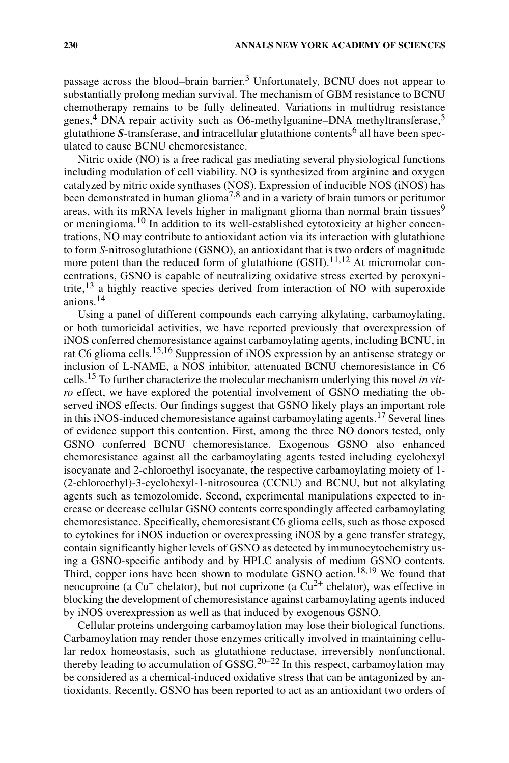passage across the blood–brain barrier.[3] Unfortunately, BCNU does not appear to substantially prolong median survival. The mechanism of GBM resistance to BCNU chemotherapy remains to be fully delineated. Variations in multidrug resistance genes,[4] DNA repair activity such as O6-methylguanine–DNA methyltransferase,[5] glutathione ***S***-transferase, and intracellular glutathione contents[6] all have been speculated to cause BCNU chemoresistance.

Nitric oxide (NO) is a free radical gas mediating several physiological functions including modulation of cell viability. NO is synthesized from arginine and oxygen catalyzed by nitric oxide synthases (NOS). Expression of inducible NOS (iNOS) has been demonstrated in human glioma[7,8] and in a variety of brain tumors or peritumor areas, with its mRNA levels higher in malignant glioma than normal brain tissues[9] or meningioma.[10] In addition to its well-established cytotoxicity at higher concentrations, NO may contribute to antioxidant action via its interaction with glutathione to form *S*-nitrosoglutathione (GSNO), an antioxidant that is two orders of magnitude more potent than the reduced form of glutathione (GSH).[11,12] At micromolar concentrations, GSNO is capable of neutralizing oxidative stress exerted by peroxynitrite,[13] a highly reactive species derived from interaction of NO with superoxide anions.[14]

Using a panel of different compounds each carrying alkylating, carbamoylating, or both tumoricidal activities, we have reported previously that overexpression of iNOS conferred chemoresistance against carbamoylating agents, including BCNU, in rat C6 glioma cells.[15,16] Suppression of iNOS expression by an antisense strategy or inclusion of L-NAME, a NOS inhibitor, attenuated BCNU chemoresistance in C6 cells.[15] To further characterize the molecular mechanism underlying this novel *in vitro* effect, we have explored the potential involvement of GSNO mediating the observed iNOS effects. Our findings suggest that GSNO likely plays an important role in this iNOS-induced chemoresistance against carbamoylating agents.[17] Several lines of evidence support this contention. First, among the three NO donors tested, only GSNO conferred BCNU chemoresistance. Exogenous GSNO also enhanced chemoresistance against all the carbamoylating agents tested including cyclohexyl isocyanate and 2-chloroethyl isocyanate, the respective carbamoylating moiety of 1-(2-chloroethyl)-3-cyclohexyl-1-nitrosourea (CCNU) and BCNU, but not alkylating agents such as temozolomide. Second, experimental manipulations expected to increase or decrease cellular GSNO contents correspondingly affected carbamoylating chemoresistance. Specifically, chemoresistant C6 glioma cells, such as those exposed to cytokines for iNOS induction or overexpressing iNOS by a gene transfer strategy, contain significantly higher levels of GSNO as detected by immunocytochemistry using a GSNO-specific antibody and by HPLC analysis of medium GSNO contents. Third, copper ions have been shown to modulate GSNO action.[18,19] We found that neocuproine (a $Cu^{+}$ chelator), but not cuprizone (a $Cu^{2+}$ chelator), was effective in blocking the development of chemoresistance against carbamoylating agents induced by iNOS overexpression as well as that induced by exogenous GSNO.

Cellular proteins undergoing carbamoylation may lose their biological functions. Carbamoylation may render those enzymes critically involved in maintaining cellular redox homeostasis, such as glutathione reductase, irreversibly nonfunctional, thereby leading to accumulation of GSSG.[20–22] In this respect, carbamoylation may be considered as a chemical-induced oxidative stress that can be antagonized by antioxidants. Recently, GSNO has been reported to act as an antioxidant two orders of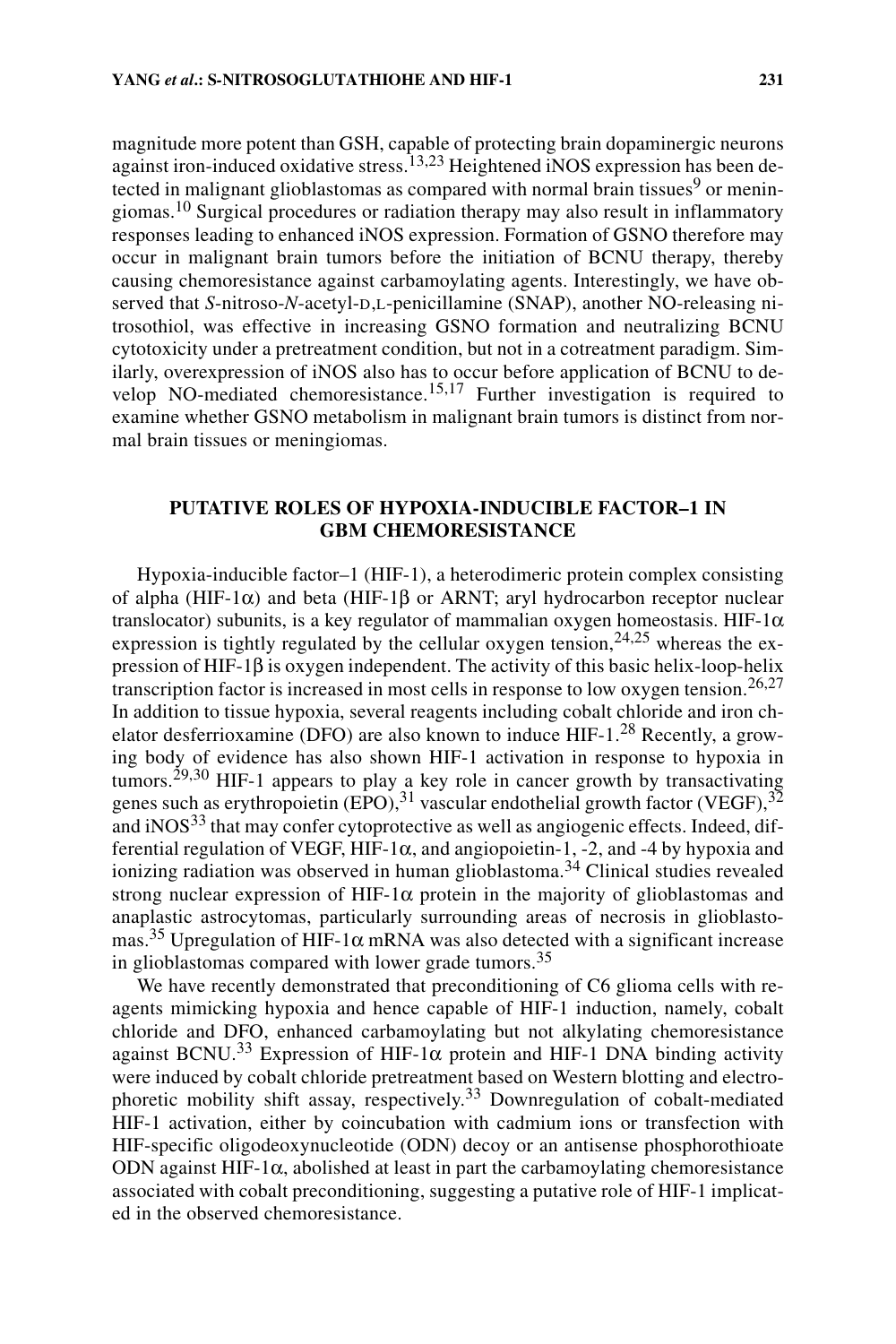magnitude more potent than GSH, capable of protecting brain dopaminergic neurons against iron-induced oxidative stress.[13,23] Heightened iNOS expression has been detected in malignant glioblastomas as compared with normal brain tissues[9] or meningiomas.[10] Surgical procedures or radiation therapy may also result in inflammatory responses leading to enhanced iNOS expression. Formation of GSNO therefore may occur in malignant brain tumors before the initiation of BCNU therapy, thereby causing chemoresistance against carbamoylating agents. Interestingly, we have observed that *S*-nitroso-*N*-acetyl-D,L-penicillamine (SNAP), another NO-releasing nitrosothiol, was effective in increasing GSNO formation and neutralizing BCNU cytotoxicity under a pretreatment condition, but not in a cotreatment paradigm. Similarly, overexpression of iNOS also has to occur before application of BCNU to develop NO-mediated chemoresistance.[15,17] Further investigation is required to examine whether GSNO metabolism in malignant brain tumors is distinct from normal brain tissues or meningiomas.

## PUTATIVE ROLES OF HYPOXIA-INDUCIBLE FACTOR–1 IN GBM CHEMORESISTANCE

Hypoxia-inducible factor–1 (HIF-1), a heterodimeric protein complex consisting of alpha (HIF-1$\alpha$) and beta (HIF-1$\beta$ or ARNT; aryl hydrocarbon receptor nuclear translocator) subunits, is a key regulator of mammalian oxygen homeostasis. HIF-1$\alpha$ expression is tightly regulated by the cellular oxygen tension,[24,25] whereas the expression of HIF-1$\beta$ is oxygen independent. The activity of this basic helix-loop-helix transcription factor is increased in most cells in response to low oxygen tension.[26,27] In addition to tissue hypoxia, several reagents including cobalt chloride and iron chelator desferrioxamine (DFO) are also known to induce HIF-1.[28] Recently, a growing body of evidence has also shown HIF-1 activation in response to hypoxia in tumors.[29,30] HIF-1 appears to play a key role in cancer growth by transactivating genes such as erythropoietin (EPO),[31] vascular endothelial growth factor (VEGF),[32] and iNOS[33] that may confer cytoprotective as well as angiogenic effects. Indeed, differential regulation of VEGF, HIF-1$\alpha$, and angiopoietin-1, -2, and -4 by hypoxia and ionizing radiation was observed in human glioblastoma.[34] Clinical studies revealed strong nuclear expression of HIF-1$\alpha$ protein in the majority of glioblastomas and anaplastic astrocytomas, particularly surrounding areas of necrosis in glioblastomas.[35] Upregulation of HIF-1$\alpha$ mRNA was also detected with a significant increase in glioblastomas compared with lower grade tumors.[35]

We have recently demonstrated that preconditioning of C6 glioma cells with reagents mimicking hypoxia and hence capable of HIF-1 induction, namely, cobalt chloride and DFO, enhanced carbamoylating but not alkylating chemoresistance against BCNU.[33] Expression of HIF-1$\alpha$ protein and HIF-1 DNA binding activity were induced by cobalt chloride pretreatment based on Western blotting and electrophoretic mobility shift assay, respectively.[33] Downregulation of cobalt-mediated HIF-1 activation, either by coincubation with cadmium ions or transfection with HIF-specific oligodeoxynucleotide (ODN) decoy or an antisense phosphorothioate ODN against HIF-1$\alpha$, abolished at least in part the carbamoylating chemoresistance associated with cobalt preconditioning, suggesting a putative role of HIF-1 implicated in the observed chemoresistance.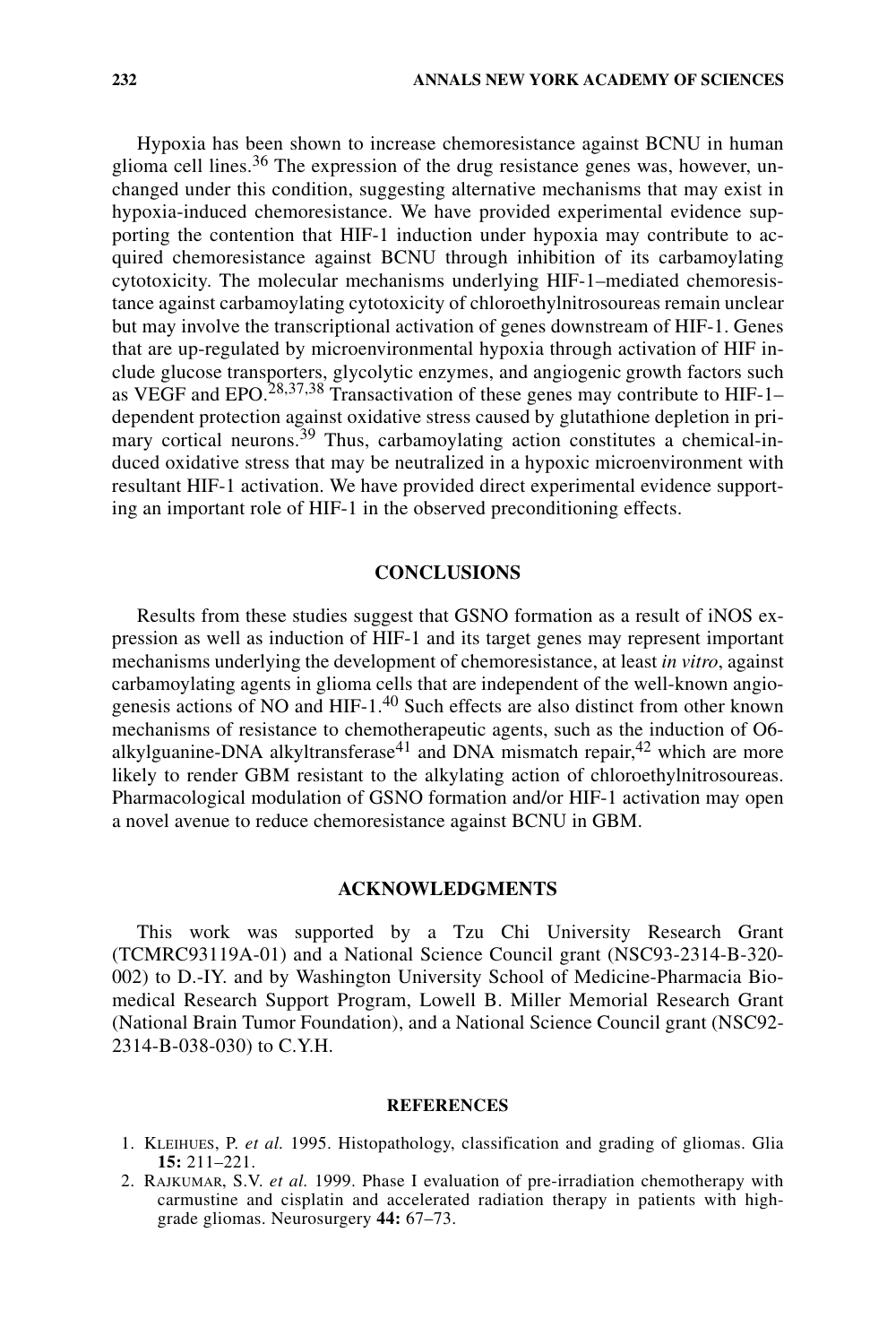Hypoxia has been shown to increase chemoresistance against BCNU in human glioma cell lines.[36] The expression of the drug resistance genes was, however, unchanged under this condition, suggesting alternative mechanisms that may exist in hypoxia-induced chemoresistance. We have provided experimental evidence supporting the contention that HIF-1 induction under hypoxia may contribute to acquired chemoresistance against BCNU through inhibition of its carbamoylating cytotoxicity. The molecular mechanisms underlying HIF-1–mediated chemoresistance against carbamoylating cytotoxicity of chloroethylnitrosoureas remain unclear but may involve the transcriptional activation of genes downstream of HIF-1. Genes that are up-regulated by microenvironmental hypoxia through activation of HIF include glucose transporters, glycolytic enzymes, and angiogenic growth factors such as VEGF and EPO.[28,37,38] Transactivation of these genes may contribute to HIF-1–dependent protection against oxidative stress caused by glutathione depletion in primary cortical neurons.[39] Thus, carbamoylating action constitutes a chemical-induced oxidative stress that may be neutralized in a hypoxic microenvironment with resultant HIF-1 activation. We have provided direct experimental evidence supporting an important role of HIF-1 in the observed preconditioning effects.

## CONCLUSIONS

Results from these studies suggest that GSNO formation as a result of iNOS expression as well as induction of HIF-1 and its target genes may represent important mechanisms underlying the development of chemoresistance, at least *in vitro*, against carbamoylating agents in glioma cells that are independent of the well-known angiogenesis actions of NO and HIF-1.[40] Such effects are also distinct from other known mechanisms of resistance to chemotherapeutic agents, such as the induction of O6-alkylguanine-DNA alkyltransferase[41] and DNA mismatch repair,[42] which are more likely to render GBM resistant to the alkylating action of chloroethylnitrosoureas. Pharmacological modulation of GSNO formation and/or HIF-1 activation may open a novel avenue to reduce chemoresistance against BCNU in GBM.

## ACKNOWLEDGMENTS

This work was supported by a Tzu Chi University Research Grant (TCMRC93119A-01) and a National Science Council grant (NSC93-2314-B-320-002) to D.-IY. and by Washington University School of Medicine-Pharmacia Biomedical Research Support Program, Lowell B. Miller Memorial Research Grant (National Brain Tumor Foundation), and a National Science Council grant (NSC92-2314-B-038-030) to C.Y.H.

## REFERENCES

1. Kleihues, P. *et al.* 1995. Histopathology, classification and grading of gliomas. Glia **15:** 211–221.
2. Rajkumar, S.V. *et al.* 1999. Phase I evaluation of pre-irradiation chemotherapy with carmustine and cisplatin and accelerated radiation therapy in patients with high-grade gliomas. Neurosurgery **44:** 67–73.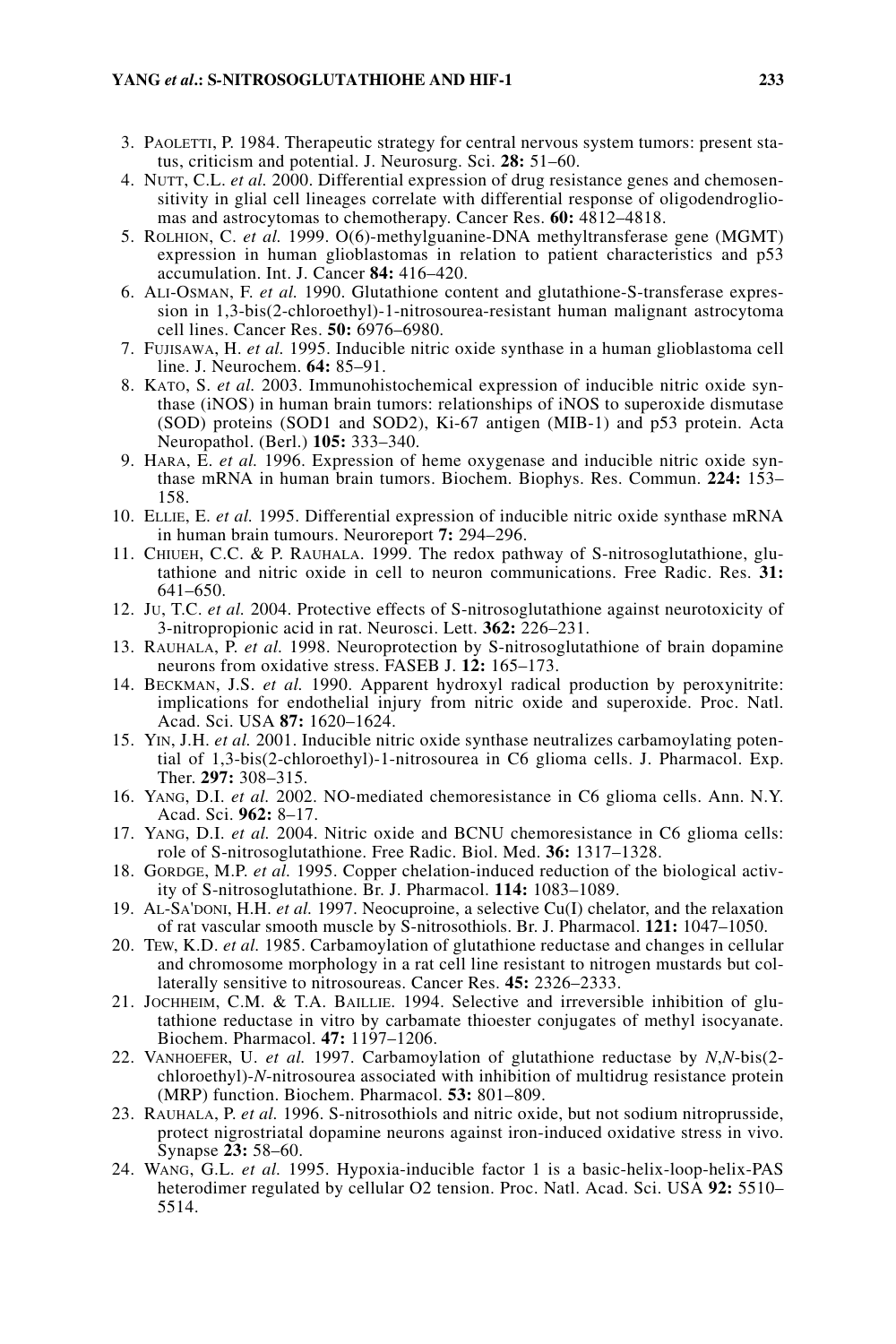3. PAOLETTI, P. 1984. Therapeutic strategy for central nervous system tumors: present status, criticism and potential. J. Neurosurg. Sci. **28:** 51–60.
4. NUTT, C.L. *et al.* 2000. Differential expression of drug resistance genes and chemosensitivity in glial cell lineages correlate with differential response of oligodendrogliomas and astrocytomas to chemotherapy. Cancer Res. **60:** 4812–4818.
5. ROLHION, C. *et al.* 1999. O(6)-methylguanine-DNA methyltransferase gene (MGMT) expression in human glioblastomas in relation to patient characteristics and p53 accumulation. Int. J. Cancer **84:** 416–420.
6. ALI-OSMAN, F. *et al.* 1990. Glutathione content and glutathione-S-transferase expression in 1,3-bis(2-chloroethyl)-1-nitrosourea-resistant human malignant astrocytoma cell lines. Cancer Res. **50:** 6976–6980.
7. FUJISAWA, H. *et al.* 1995. Inducible nitric oxide synthase in a human glioblastoma cell line. J. Neurochem. **64:** 85–91.
8. KATO, S. *et al.* 2003. Immunohistochemical expression of inducible nitric oxide synthase (iNOS) in human brain tumors: relationships of iNOS to superoxide dismutase (SOD) proteins (SOD1 and SOD2), Ki-67 antigen (MIB-1) and p53 protein. Acta Neuropathol. (Berl.) **105:** 333–340.
9. HARA, E. *et al.* 1996. Expression of heme oxygenase and inducible nitric oxide synthase mRNA in human brain tumors. Biochem. Biophys. Res. Commun. **224:** 153–158.
10. ELLIE, E. *et al.* 1995. Differential expression of inducible nitric oxide synthase mRNA in human brain tumours. Neuroreport **7:** 294–296.
11. CHIUEH, C.C. & P. RAUHALA. 1999. The redox pathway of S-nitrosoglutathione, glutathione and nitric oxide in cell to neuron communications. Free Radic. Res. **31:** 641–650.
12. JU, T.C. *et al.* 2004. Protective effects of S-nitrosoglutathione against neurotoxicity of 3-nitropropionic acid in rat. Neurosci. Lett. **362:** 226–231.
13. RAUHALA, P. *et al.* 1998. Neuroprotection by S-nitrosoglutathione of brain dopamine neurons from oxidative stress. FASEB J. **12:** 165–173.
14. BECKMAN, J.S. *et al.* 1990. Apparent hydroxyl radical production by peroxynitrite: implications for endothelial injury from nitric oxide and superoxide. Proc. Natl. Acad. Sci. USA **87:** 1620–1624.
15. YIN, J.H. *et al.* 2001. Inducible nitric oxide synthase neutralizes carbamoylating potential of 1,3-bis(2-chloroethyl)-1-nitrosourea in C6 glioma cells. J. Pharmacol. Exp. Ther. **297:** 308–315.
16. YANG, D.I. *et al.* 2002. NO-mediated chemoresistance in C6 glioma cells. Ann. N.Y. Acad. Sci. **962:** 8–17.
17. YANG, D.I. *et al.* 2004. Nitric oxide and BCNU chemoresistance in C6 glioma cells: role of S-nitrosoglutathione. Free Radic. Biol. Med. **36:** 1317–1328.
18. GORDGE, M.P. *et al.* 1995. Copper chelation-induced reduction of the biological activity of S-nitrosoglutathione. Br. J. Pharmacol. **114:** 1083–1089.
19. AL-SA'DONI, H.H. *et al.* 1997. Neocuproine, a selective Cu(I) chelator, and the relaxation of rat vascular smooth muscle by S-nitrosothiols. Br. J. Pharmacol. **121:** 1047–1050.
20. TEW, K.D. *et al.* 1985. Carbamoylation of glutathione reductase and changes in cellular and chromosome morphology in a rat cell line resistant to nitrogen mustards but collaterally sensitive to nitrosoureas. Cancer Res. **45:** 2326–2333.
21. JOCHHEIM, C.M. & T.A. BAILLIE. 1994. Selective and irreversible inhibition of glutathione reductase in vitro by carbamate thioester conjugates of methyl isocyanate. Biochem. Pharmacol. **47:** 1197–1206.
22. VANHOEFER, U. *et al.* 1997. Carbamoylation of glutathione reductase by *N*,*N*-bis(2-chloroethyl)-*N*-nitrosourea associated with inhibition of multidrug resistance protein (MRP) function. Biochem. Pharmacol. **53:** 801–809.
23. RAUHALA, P. *et al.* 1996. S-nitrosothiols and nitric oxide, but not sodium nitroprusside, protect nigrostriatal dopamine neurons against iron-induced oxidative stress in vivo. Synapse **23:** 58–60.
24. WANG, G.L. *et al.* 1995. Hypoxia-inducible factor 1 is a basic-helix-loop-helix-PAS heterodimer regulated by cellular O2 tension. Proc. Natl. Acad. Sci. USA **92:** 5510–5514.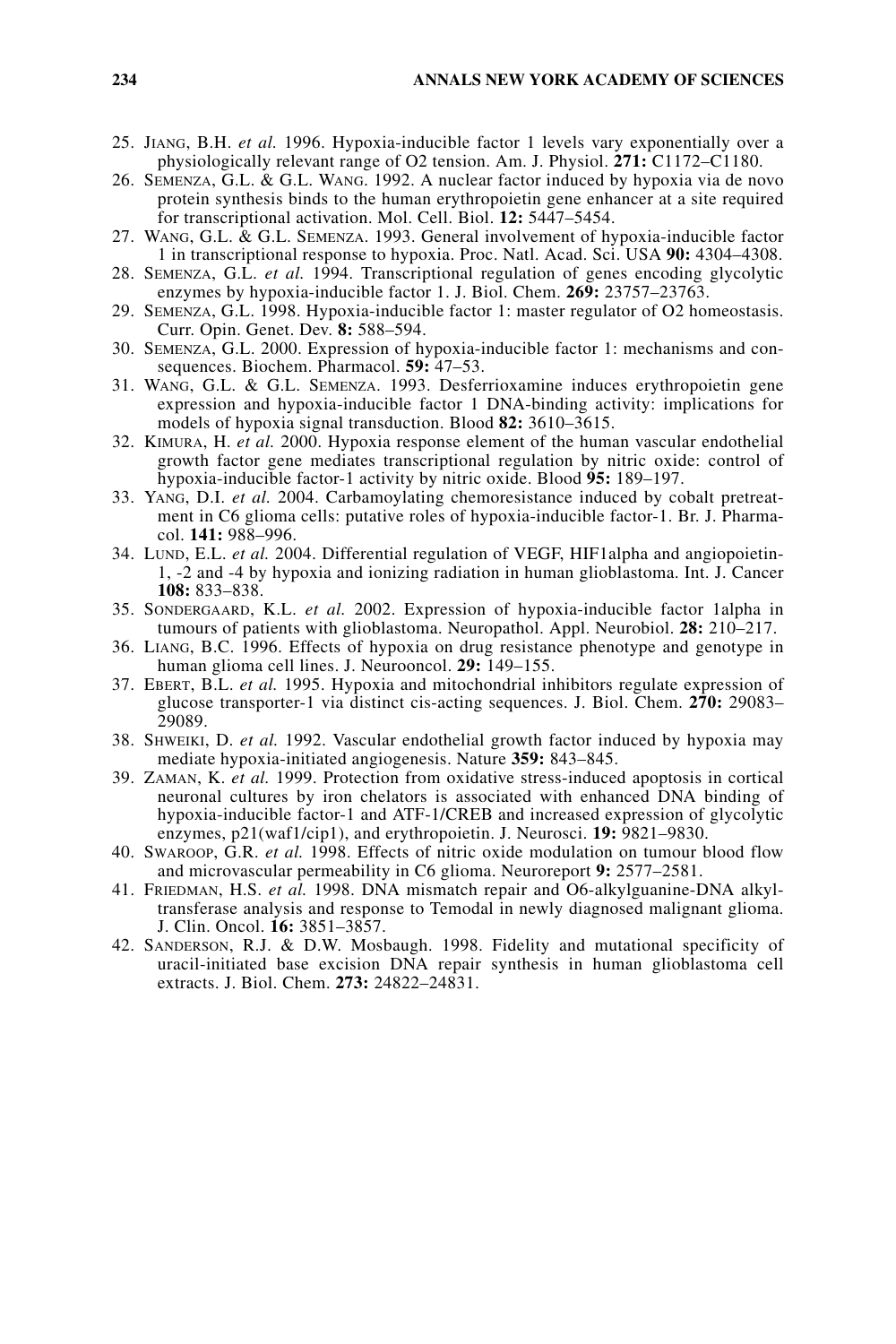25. Jiang, B.H. *et al.* 1996. Hypoxia-inducible factor 1 levels vary exponentially over a physiologically relevant range of O2 tension. Am. J. Physiol. **271:** C1172–C1180.
26. Semenza, G.L. & G.L. Wang. 1992. A nuclear factor induced by hypoxia via de novo protein synthesis binds to the human erythropoietin gene enhancer at a site required for transcriptional activation. Mol. Cell. Biol. **12:** 5447–5454.
27. Wang, G.L. & G.L. Semenza. 1993. General involvement of hypoxia-inducible factor 1 in transcriptional response to hypoxia. Proc. Natl. Acad. Sci. USA **90:** 4304–4308.
28. Semenza, G.L. *et al.* 1994. Transcriptional regulation of genes encoding glycolytic enzymes by hypoxia-inducible factor 1. J. Biol. Chem. **269:** 23757–23763.
29. Semenza, G.L. 1998. Hypoxia-inducible factor 1: master regulator of O2 homeostasis. Curr. Opin. Genet. Dev. **8:** 588–594.
30. Semenza, G.L. 2000. Expression of hypoxia-inducible factor 1: mechanisms and consequences. Biochem. Pharmacol. **59:** 47–53.
31. Wang, G.L. & G.L. Semenza. 1993. Desferrioxamine induces erythropoietin gene expression and hypoxia-inducible factor 1 DNA-binding activity: implications for models of hypoxia signal transduction. Blood **82:** 3610–3615.
32. Kimura, H. *et al.* 2000. Hypoxia response element of the human vascular endothelial growth factor gene mediates transcriptional regulation by nitric oxide: control of hypoxia-inducible factor-1 activity by nitric oxide. Blood **95:** 189–197.
33. Yang, D.I. *et al.* 2004. Carbamoylating chemoresistance induced by cobalt pretreatment in C6 glioma cells: putative roles of hypoxia-inducible factor-1. Br. J. Pharmacol. **141:** 988–996.
34. Lund, E.L. *et al.* 2004. Differential regulation of VEGF, HIF1alpha and angiopoietin-1, -2 and -4 by hypoxia and ionizing radiation in human glioblastoma. Int. J. Cancer **108:** 833–838.
35. Sondergaard, K.L. *et al.* 2002. Expression of hypoxia-inducible factor 1alpha in tumours of patients with glioblastoma. Neuropathol. Appl. Neurobiol. **28:** 210–217.
36. Liang, B.C. 1996. Effects of hypoxia on drug resistance phenotype and genotype in human glioma cell lines. J. Neurooncol. **29:** 149–155.
37. Ebert, B.L. *et al.* 1995. Hypoxia and mitochondrial inhibitors regulate expression of glucose transporter-1 via distinct cis-acting sequences. J. Biol. Chem. **270:** 29083–29089.
38. Shweiki, D. *et al.* 1992. Vascular endothelial growth factor induced by hypoxia may mediate hypoxia-initiated angiogenesis. Nature **359:** 843–845.
39. Zaman, K. *et al.* 1999. Protection from oxidative stress-induced apoptosis in cortical neuronal cultures by iron chelators is associated with enhanced DNA binding of hypoxia-inducible factor-1 and ATF-1/CREB and increased expression of glycolytic enzymes, p21(waf1/cip1), and erythropoietin. J. Neurosci. **19:** 9821–9830.
40. Swaroop, G.R. *et al.* 1998. Effects of nitric oxide modulation on tumour blood flow and microvascular permeability in C6 glioma. Neuroreport **9:** 2577–2581.
41. Friedman, H.S. *et al.* 1998. DNA mismatch repair and O6-alkylguanine-DNA alkyltransferase analysis and response to Temodal in newly diagnosed malignant glioma. J. Clin. Oncol. **16:** 3851–3857.
42. Sanderson, R.J. & D.W. Mosbaugh. 1998. Fidelity and mutational specificity of uracil-initiated base excision DNA repair synthesis in human glioblastoma cell extracts. J. Biol. Chem. **273:** 24822–24831.